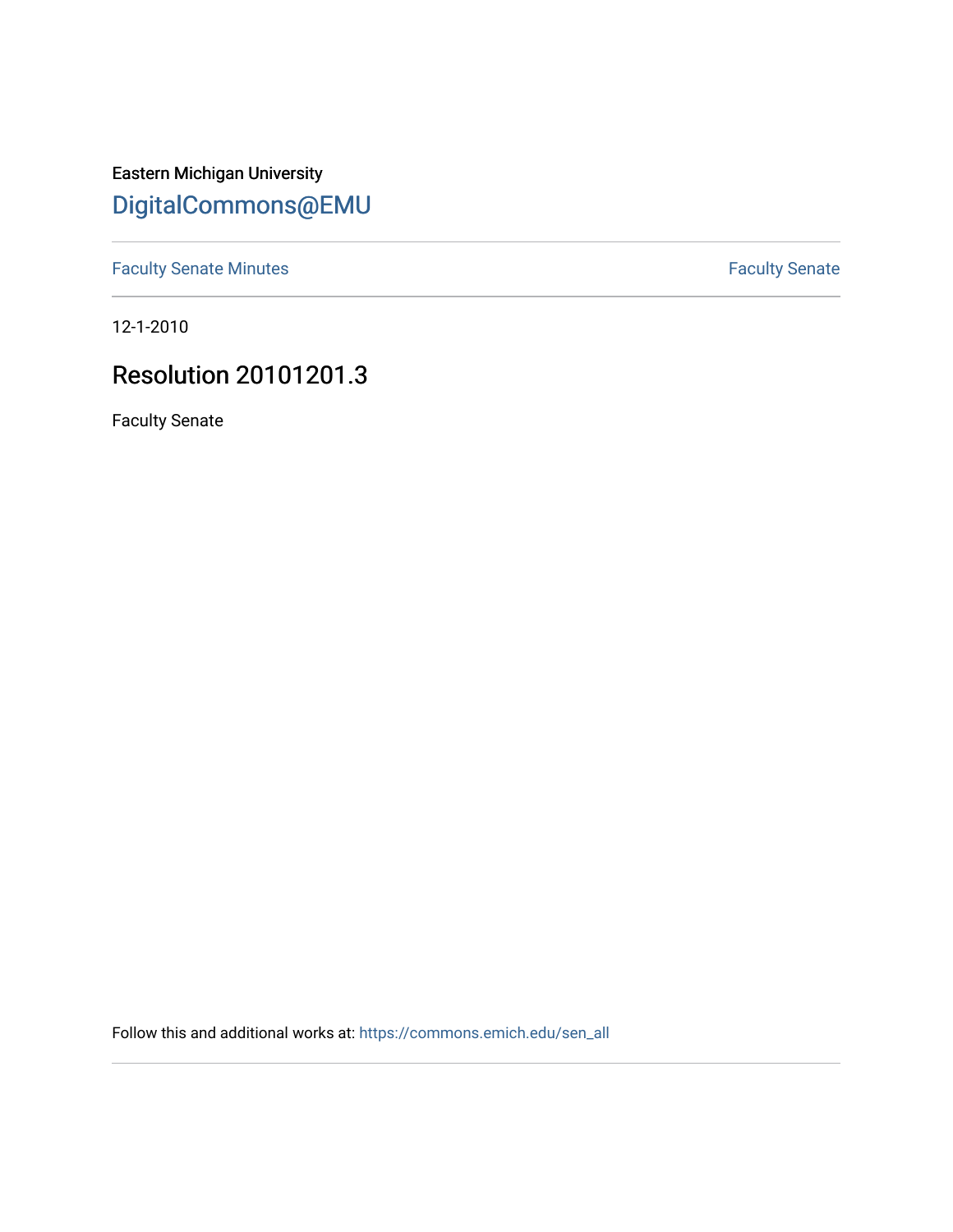Eastern Michigan University

## DigitalCommons@EMU

Faculty Senate Minutes

Faculty Senate

12-1-2010

# Resolution 20101201.3

Faculty Senate

Follow this and additional works at: https://commons.emich.edu/sen_all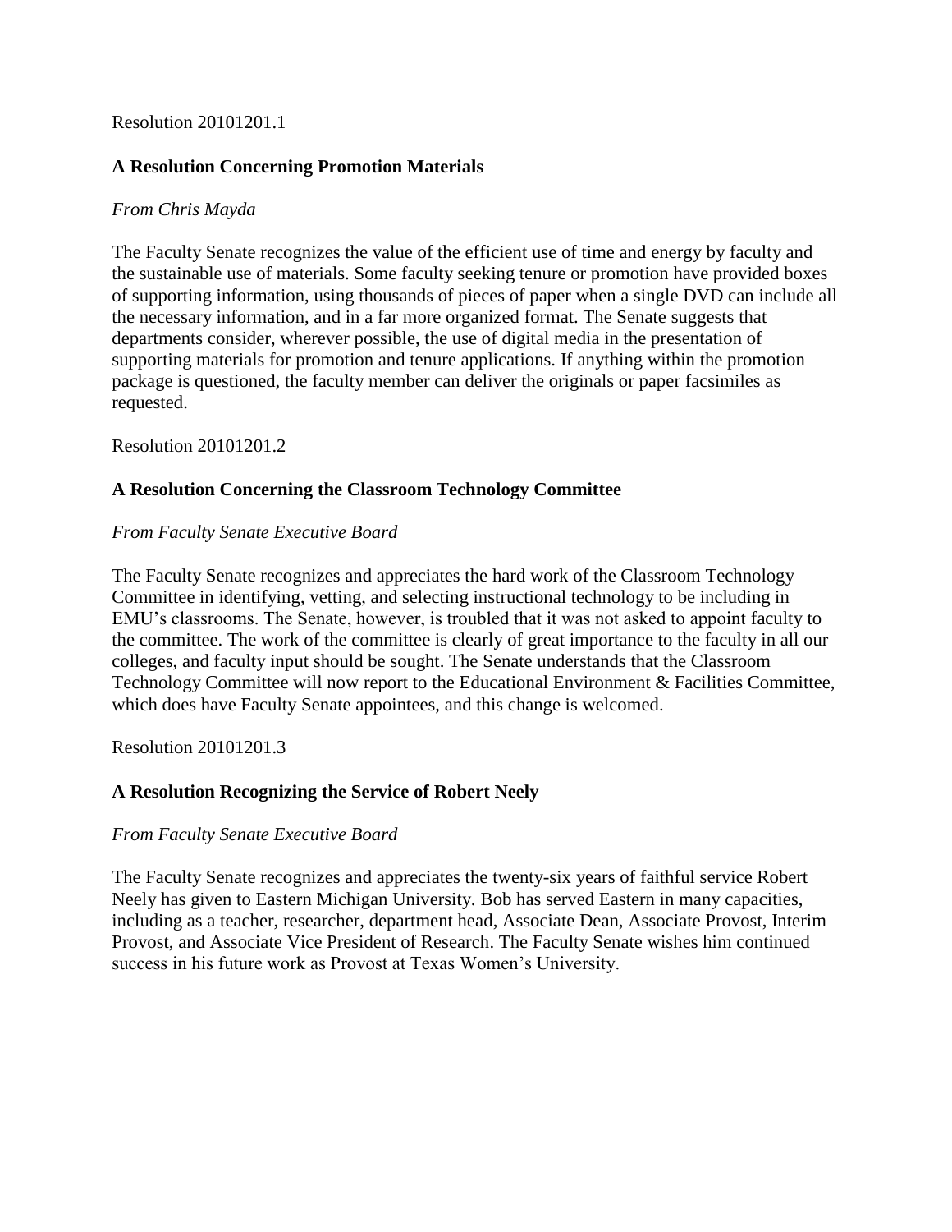Resolution 20101201.1

**A Resolution Concerning Promotion Materials**

*From Chris Mayda*

The Faculty Senate recognizes the value of the efficient use of time and energy by faculty and the sustainable use of materials. Some faculty seeking tenure or promotion have provided boxes of supporting information, using thousands of pieces of paper when a single DVD can include all the necessary information, and in a far more organized format. The Senate suggests that departments consider, wherever possible, the use of digital media in the presentation of supporting materials for promotion and tenure applications. If anything within the promotion package is questioned, the faculty member can deliver the originals or paper facsimiles as requested.

Resolution 20101201.2

**A Resolution Concerning the Classroom Technology Committee**

*From Faculty Senate Executive Board*

The Faculty Senate recognizes and appreciates the hard work of the Classroom Technology Committee in identifying, vetting, and selecting instructional technology to be including in EMU's classrooms. The Senate, however, is troubled that it was not asked to appoint faculty to the committee. The work of the committee is clearly of great importance to the faculty in all our colleges, and faculty input should be sought. The Senate understands that the Classroom Technology Committee will now report to the Educational Environment & Facilities Committee, which does have Faculty Senate appointees, and this change is welcomed.

Resolution 20101201.3

**A Resolution Recognizing the Service of Robert Neely**

*From Faculty Senate Executive Board*

The Faculty Senate recognizes and appreciates the twenty-six years of faithful service Robert Neely has given to Eastern Michigan University. Bob has served Eastern in many capacities, including as a teacher, researcher, department head, Associate Dean, Associate Provost, Interim Provost, and Associate Vice President of Research. The Faculty Senate wishes him continued success in his future work as Provost at Texas Women's University.